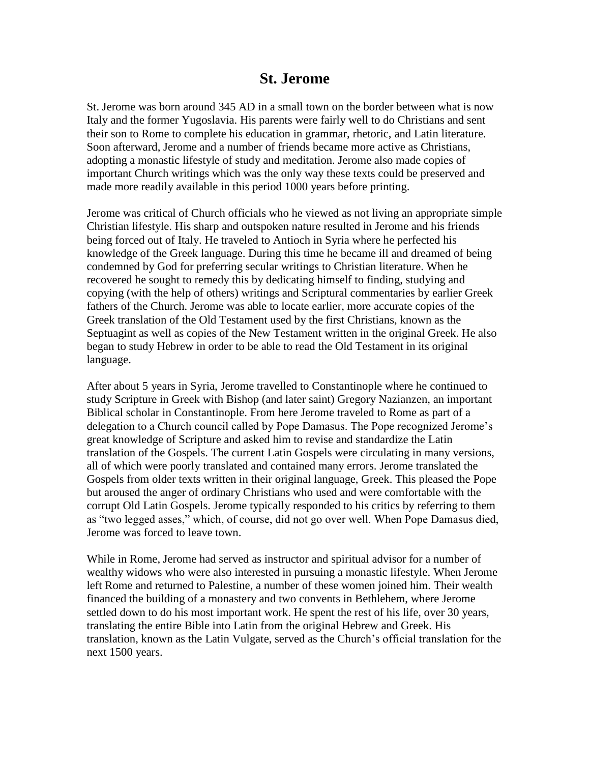# St. Jerome

St. Jerome was born around 345 AD in a small town on the border between what is now Italy and the former Yugoslavia. His parents were fairly well to do Christians and sent their son to Rome to complete his education in grammar, rhetoric, and Latin literature. Soon afterward, Jerome and a number of friends became more active as Christians, adopting a monastic lifestyle of study and meditation. Jerome also made copies of important Church writings which was the only way these texts could be preserved and made more readily available in this period 1000 years before printing.

Jerome was critical of Church officials who he viewed as not living an appropriate simple Christian lifestyle. His sharp and outspoken nature resulted in Jerome and his friends being forced out of Italy. He traveled to Antioch in Syria where he perfected his knowledge of the Greek language. During this time he became ill and dreamed of being condemned by God for preferring secular writings to Christian literature. When he recovered he sought to remedy this by dedicating himself to finding, studying and copying (with the help of others) writings and Scriptural commentaries by earlier Greek fathers of the Church. Jerome was able to locate earlier, more accurate copies of the Greek translation of the Old Testament used by the first Christians, known as the Septuagint as well as copies of the New Testament written in the original Greek. He also began to study Hebrew in order to be able to read the Old Testament in its original language.

After about 5 years in Syria, Jerome travelled to Constantinople where he continued to study Scripture in Greek with Bishop (and later saint) Gregory Nazianzen, an important Biblical scholar in Constantinople. From here Jerome traveled to Rome as part of a delegation to a Church council called by Pope Damasus. The Pope recognized Jerome's great knowledge of Scripture and asked him to revise and standardize the Latin translation of the Gospels. The current Latin Gospels were circulating in many versions, all of which were poorly translated and contained many errors. Jerome translated the Gospels from older texts written in their original language, Greek. This pleased the Pope but aroused the anger of ordinary Christians who used and were comfortable with the corrupt Old Latin Gospels. Jerome typically responded to his critics by referring to them as "two legged asses," which, of course, did not go over well. When Pope Damasus died, Jerome was forced to leave town.

While in Rome, Jerome had served as instructor and spiritual advisor for a number of wealthy widows who were also interested in pursuing a monastic lifestyle. When Jerome left Rome and returned to Palestine, a number of these women joined him. Their wealth financed the building of a monastery and two convents in Bethlehem, where Jerome settled down to do his most important work. He spent the rest of his life, over 30 years, translating the entire Bible into Latin from the original Hebrew and Greek. His translation, known as the Latin Vulgate, served as the Church's official translation for the next 1500 years.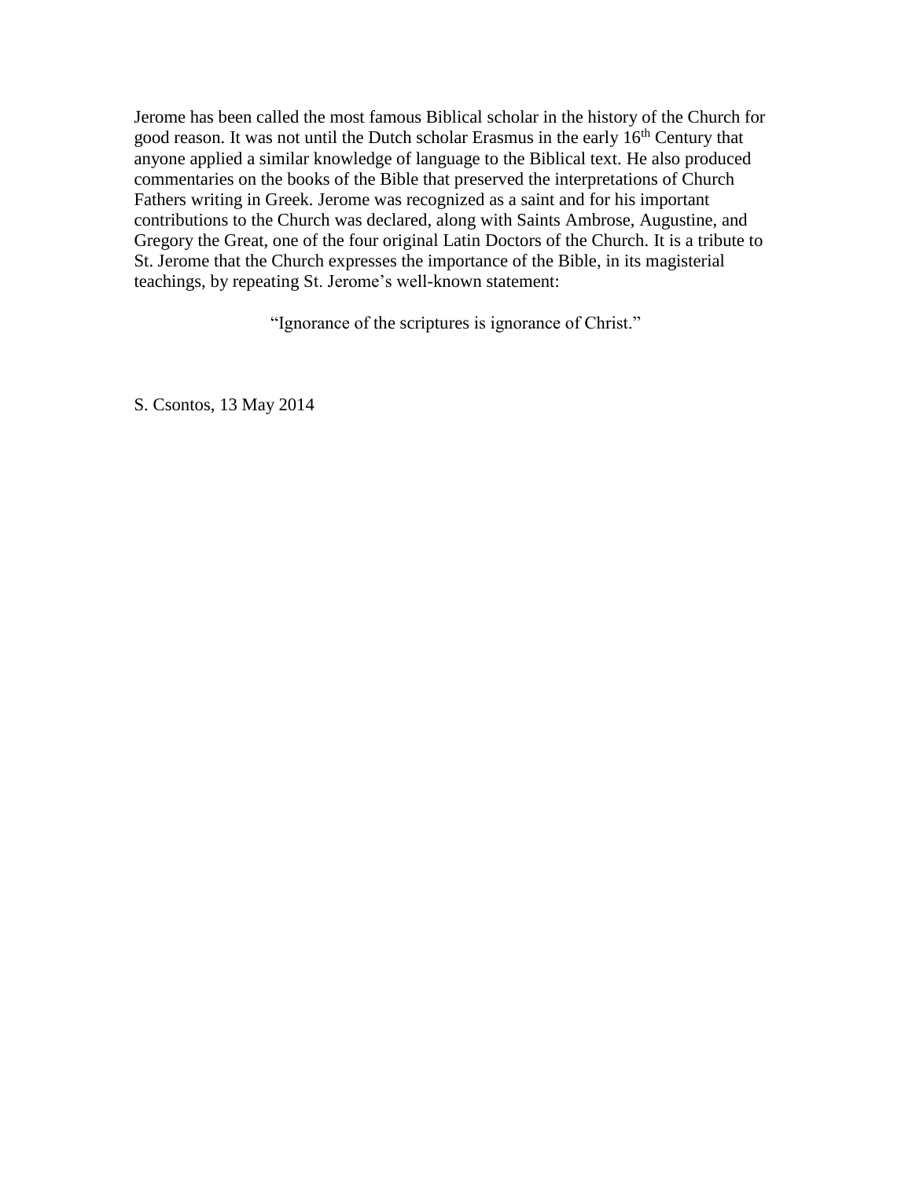Jerome has been called the most famous Biblical scholar in the history of the Church for good reason. It was not until the Dutch scholar Erasmus in the early 16th Century that anyone applied a similar knowledge of language to the Biblical text. He also produced commentaries on the books of the Bible that preserved the interpretations of Church Fathers writing in Greek. Jerome was recognized as a saint and for his important contributions to the Church was declared, along with Saints Ambrose, Augustine, and Gregory the Great, one of the four original Latin Doctors of the Church. It is a tribute to St. Jerome that the Church expresses the importance of the Bible, in its magisterial teachings, by repeating St. Jerome's well-known statement:

"Ignorance of the scriptures is ignorance of Christ."

S. Csontos, 13 May 2014